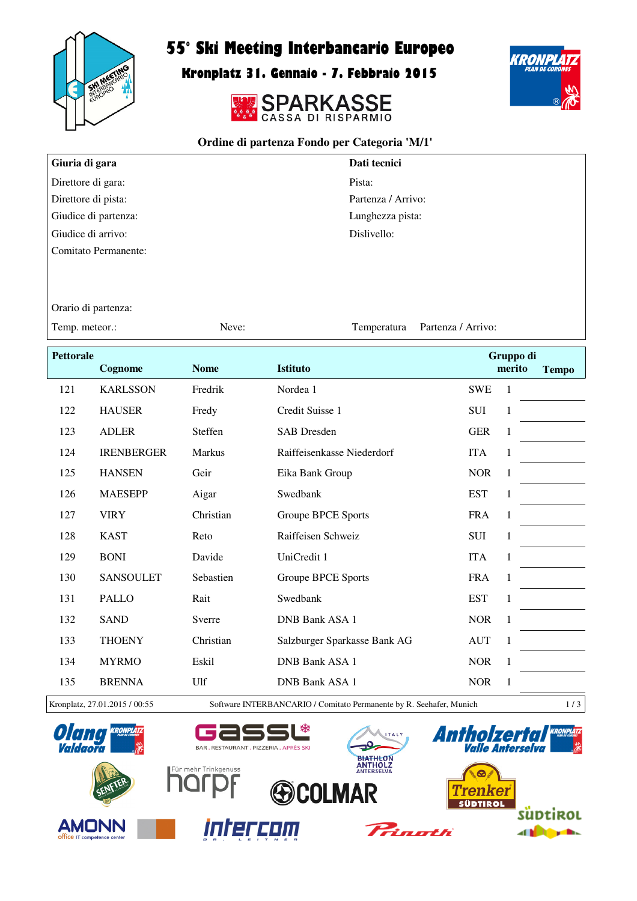# 55° Ski Meeting Interbancario Europeo

## Kronplatz 31. Gennaio - 7. Febbraio 2015

SPARKASSE
CASSA DI RISPARMIO

### Ordine di partenza Fondo per Categoria 'M/1'

| Giuria di gara | Dati tecnici |
|---|---|
| Direttore di gara: | Pista: |
| Direttore di pista: | Partenza / Arrivo: |
| Giudice di partenza: | Lunghezza pista: |
| Giudice di arrivo: | Dislivello: |
| Comitato Permanente: | |
| Orario di partenza: | |
| Temp. meteor.: Neve: | Temperatura Partenza / Arrivo: |

| Pettorale | Cognome | Nome | Istituto | | Gruppo di merito | Tempo |
|---|---|---|---|---|---|---|
| 121 | KARLSSON | Fredrik | Nordea 1 | SWE | 1 | |
| 122 | HAUSER | Fredy | Credit Suisse 1 | SUI | 1 | |
| 123 | ADLER | Steffen | SAB Dresden | GER | 1 | |
| 124 | IRENBERGER | Markus | Raiffeisenkasse Niederdorf | ITA | 1 | |
| 125 | HANSEN | Geir | Eika Bank Group | NOR | 1 | |
| 126 | MAESEPP | Aigar | Swedbank | EST | 1 | |
| 127 | VIRY | Christian | Groupe BPCE Sports | FRA | 1 | |
| 128 | KAST | Reto | Raiffeisen Schweiz | SUI | 1 | |
| 129 | BONI | Davide | UniCredit 1 | ITA | 1 | |
| 130 | SANSOULET | Sebastien | Groupe BPCE Sports | FRA | 1 | |
| 131 | PALLO | Rait | Swedbank | EST | 1 | |
| 132 | SAND | Sverre | DNB Bank ASA 1 | NOR | 1 | |
| 133 | THOENY | Christian | Salzburger Sparkasse Bank AG | AUT | 1 | |
| 134 | MYRMO | Eskil | DNB Bank ASA 1 | NOR | 1 | |
| 135 | BRENNA | Ulf | DNB Bank ASA 1 | NOR | 1 | |

Kronplatz, 27.01.2015 / 00:55 Software INTERBANCARIO / Comitato Permanente by R. Seehafer, Munich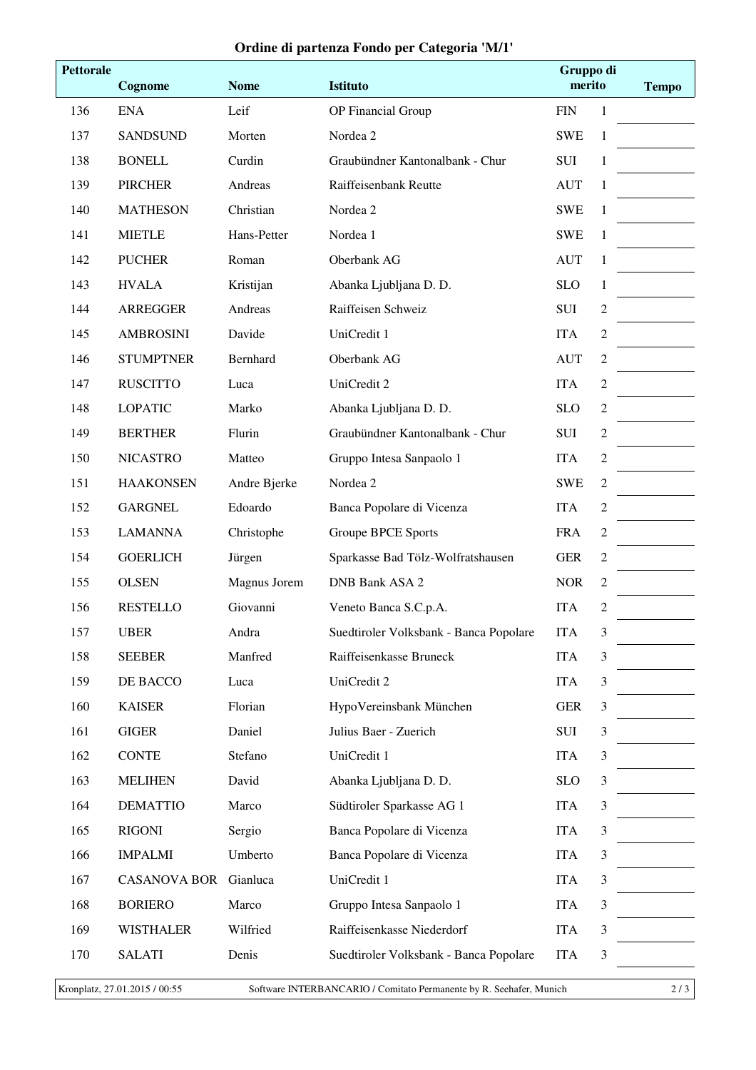# Ordine di partenza Fondo per Categoria 'M/1'

| Pettorale | Cognome | Nome | Istituto | Gruppo di merito | | Tempo |
|---|---|---|---|---|---|---|
| 136 | ENA | Leif | OP Financial Group | FIN | 1 | |
| 137 | SANDSUND | Morten | Nordea 2 | SWE | 1 | |
| 138 | BONELL | Curdin | Graubündner Kantonalbank - Chur | SUI | 1 | |
| 139 | PIRCHER | Andreas | Raiffeisenbank Reutte | AUT | 1 | |
| 140 | MATHESON | Christian | Nordea 2 | SWE | 1 | |
| 141 | MIETLE | Hans-Petter | Nordea 1 | SWE | 1 | |
| 142 | PUCHER | Roman | Oberbank AG | AUT | 1 | |
| 143 | HVALA | Kristijan | Abanka Ljubljana D. D. | SLO | 1 | |
| 144 | ARREGGER | Andreas | Raiffeisen Schweiz | SUI | 2 | |
| 145 | AMBROSINI | Davide | UniCredit 1 | ITA | 2 | |
| 146 | STUMPTNER | Bernhard | Oberbank AG | AUT | 2 | |
| 147 | RUSCITTO | Luca | UniCredit 2 | ITA | 2 | |
| 148 | LOPATIC | Marko | Abanka Ljubljana D. D. | SLO | 2 | |
| 149 | BERTHER | Flurin | Graubündner Kantonalbank - Chur | SUI | 2 | |
| 150 | NICASTRO | Matteo | Gruppo Intesa Sanpaolo 1 | ITA | 2 | |
| 151 | HAAKONSEN | Andre Bjerke | Nordea 2 | SWE | 2 | |
| 152 | GARGNEL | Edoardo | Banca Popolare di Vicenza | ITA | 2 | |
| 153 | LAMANNA | Christophe | Groupe BPCE Sports | FRA | 2 | |
| 154 | GOERLICH | Jürgen | Sparkasse Bad Tölz-Wolfratshausen | GER | 2 | |
| 155 | OLSEN | Magnus Jorem | DNB Bank ASA 2 | NOR | 2 | |
| 156 | RESTELLO | Giovanni | Veneto Banca S.C.p.A. | ITA | 2 | |
| 157 | UBER | Andra | Suedtiroler Volksbank - Banca Popolare | ITA | 3 | |
| 158 | SEEBER | Manfred | Raiffeisenkasse Bruneck | ITA | 3 | |
| 159 | DE BACCO | Luca | UniCredit 2 | ITA | 3 | |
| 160 | KAISER | Florian | HypoVereinsbank München | GER | 3 | |
| 161 | GIGER | Daniel | Julius Baer - Zuerich | SUI | 3 | |
| 162 | CONTE | Stefano | UniCredit 1 | ITA | 3 | |
| 163 | MELIHEN | David | Abanka Ljubljana D. D. | SLO | 3 | |
| 164 | DEMATTIO | Marco | Südtiroler Sparkasse AG 1 | ITA | 3 | |
| 165 | RIGONI | Sergio | Banca Popolare di Vicenza | ITA | 3 | |
| 166 | IMPALMI | Umberto | Banca Popolare di Vicenza | ITA | 3 | |
| 167 | CASANOVA BOR | Gianluca | UniCredit 1 | ITA | 3 | |
| 168 | BORIERO | Marco | Gruppo Intesa Sanpaolo 1 | ITA | 3 | |
| 169 | WISTHALER | Wilfried | Raiffeisenkasse Niederdorf | ITA | 3 | |
| 170 | SALATI | Denis | Suedtiroler Volksbank - Banca Popolare | ITA | 3 | |

Kronplatz, 27.01.2015 / 00:55 — Software INTERBANCARIO / Comitato Permanente by R. Seehafer, Munich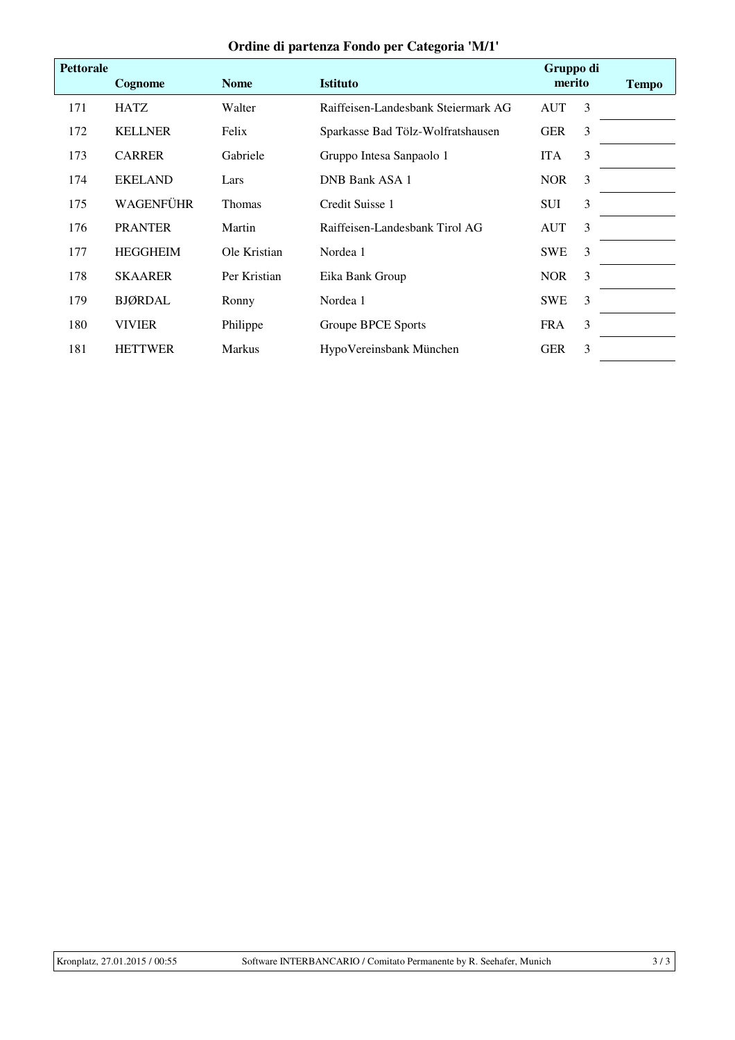## Ordine di partenza Fondo per Categoria 'M/1'

| Pettorale | Cognome | Nome | Istituto | Gruppo di merito | | Tempo |
|---|---|---|---|---|---|---|
| 171 | HATZ | Walter | Raiffeisen-Landesbank Steiermark AG | AUT | 3 | |
| 172 | KELLNER | Felix | Sparkasse Bad Tölz-Wolfratshausen | GER | 3 | |
| 173 | CARRER | Gabriele | Gruppo Intesa Sanpaolo 1 | ITA | 3 | |
| 174 | EKELAND | Lars | DNB Bank ASA 1 | NOR | 3 | |
| 175 | WAGENFÜHR | Thomas | Credit Suisse 1 | SUI | 3 | |
| 176 | PRANTER | Martin | Raiffeisen-Landesbank Tirol AG | AUT | 3 | |
| 177 | HEGGHEIM | Ole Kristian | Nordea 1 | SWE | 3 | |
| 178 | SKAARER | Per Kristian | Eika Bank Group | NOR | 3 | |
| 179 | BJØRDAL | Ronny | Nordea 1 | SWE | 3 | |
| 180 | VIVIER | Philippe | Groupe BPCE Sports | FRA | 3 | |
| 181 | HETTWER | Markus | HypoVereinsbank München | GER | 3 | |

Kronplatz, 27.01.2015 / 00:55 Software INTERBANCARIO / Comitato Permanente by R. Seehafer, Munich